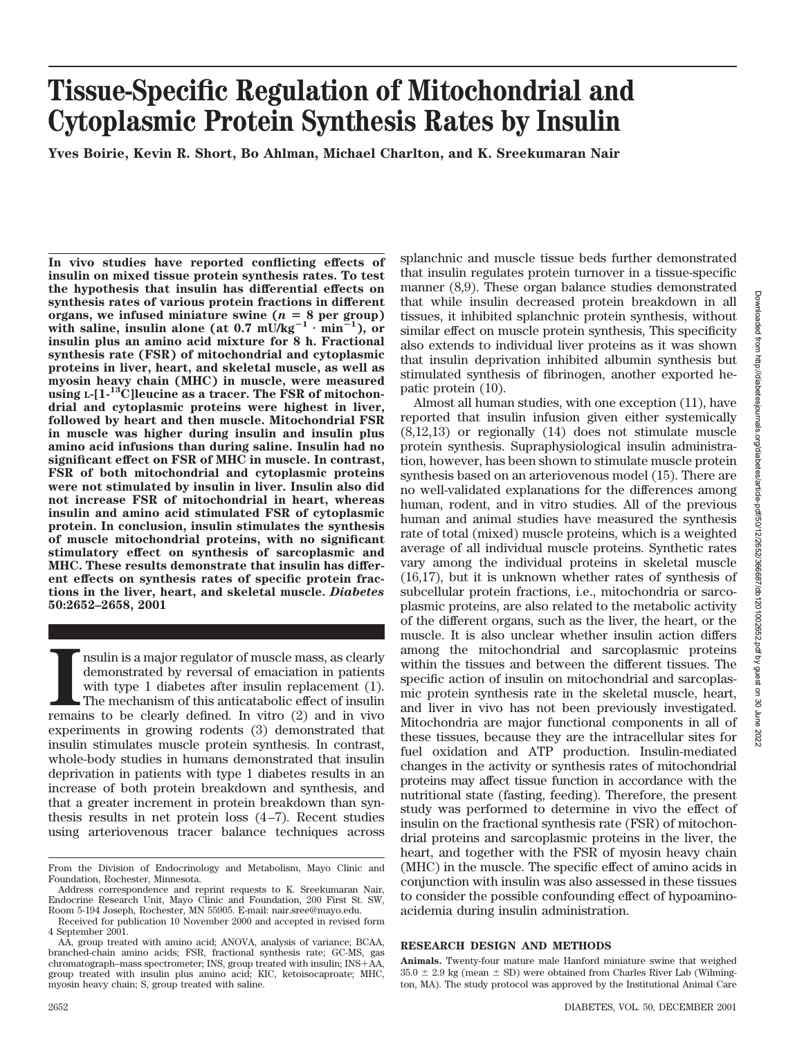# Tissue-Specific Regulation of Mitochondrial and Cytoplasmic Protein Synthesis Rates by Insulin

**Yves Boirie, Kevin R. Short, Bo Ahlman, Michael Charlton, and K. Sreekumaran Nair**

**In vivo studies have reported conflicting effects of insulin on mixed tissue protein synthesis rates. To test the hypothesis that insulin has differential effects on synthesis rates of various protein fractions in different organs, we infused miniature swine ($n$ = 8 per group) with saline, insulin alone (at 0.7 mU/kg$^{-1}$ · min$^{-1}$), or insulin plus an amino acid mixture for 8 h. Fractional synthesis rate (FSR) of mitochondrial and cytoplasmic proteins in liver, heart, and skeletal muscle, as well as myosin heavy chain (MHC) in muscle, were measured using L-[1-$^{13}$C]leucine as a tracer. The FSR of mitochondrial and cytoplasmic proteins were highest in liver, followed by heart and then muscle. Mitochondrial FSR in muscle was higher during insulin and insulin plus amino acid infusions than during saline. Insulin had no significant effect on FSR of MHC in muscle. In contrast, FSR of both mitochondrial and cytoplasmic proteins were not stimulated by insulin in liver. Insulin also did not increase FSR of mitochondrial in heart, whereas insulin and amino acid stimulated FSR of cytoplasmic protein. In conclusion, insulin stimulates the synthesis of muscle mitochondrial proteins, with no significant stimulatory effect on synthesis of sarcoplasmic and MHC. These results demonstrate that insulin has different effects on synthesis rates of specific protein fractions in the liver, heart, and skeletal muscle. *Diabetes* 50:2652–2658, 2001**

Insulin is a major regulator of muscle mass, as clearly demonstrated by reversal of emaciation in patients with type 1 diabetes after insulin replacement (1). The mechanism of this anticatabolic effect of insulin remains to be clearly defined. In vitro (2) and in vivo experiments in growing rodents (3) demonstrated that insulin stimulates muscle protein synthesis. In contrast, whole-body studies in humans demonstrated that insulin deprivation in patients with type 1 diabetes results in an increase of both protein breakdown and synthesis, and that a greater increment in protein breakdown than synthesis results in net protein loss (4–7). Recent studies using arteriovenous tracer balance techniques across splanchnic and muscle tissue beds further demonstrated that insulin regulates protein turnover in a tissue-specific manner (8,9). These organ balance studies demonstrated that while insulin decreased protein breakdown in all tissues, it inhibited splanchnic protein synthesis, without similar effect on muscle protein synthesis, This specificity also extends to individual liver proteins as it was shown that insulin deprivation inhibited albumin synthesis but stimulated synthesis of fibrinogen, another exported hepatic protein (10).

Almost all human studies, with one exception (11), have reported that insulin infusion given either systemically (8,12,13) or regionally (14) does not stimulate muscle protein synthesis. Supraphysiological insulin administration, however, has been shown to stimulate muscle protein synthesis based on an arteriovenous model (15). There are no well-validated explanations for the differences among human, rodent, and in vitro studies. All of the previous human and animal studies have measured the synthesis rate of total (mixed) muscle proteins, which is a weighted average of all individual muscle proteins. Synthetic rates vary among the individual proteins in skeletal muscle (16,17), but it is unknown whether rates of synthesis of subcellular protein fractions, i.e., mitochondria or sarcoplasmic proteins, are also related to the metabolic activity of the different organs, such as the liver, the heart, or the muscle. It is also unclear whether insulin action differs among the mitochondrial and sarcoplasmic proteins within the tissues and between the different tissues. The specific action of insulin on mitochondrial and sarcoplasmic protein synthesis rate in the skeletal muscle, heart, and liver in vivo has not been previously investigated. Mitochondria are major functional components in all of these tissues, because they are the intracellular sites for fuel oxidation and ATP production. Insulin-mediated changes in the activity or synthesis rates of mitochondrial proteins may affect tissue function in accordance with the nutritional state (fasting, feeding). Therefore, the present study was performed to determine in vivo the effect of insulin on the fractional synthesis rate (FSR) of mitochondrial proteins and sarcoplasmic proteins in the liver, the heart, and together with the FSR of myosin heavy chain (MHC) in the muscle. The specific effect of amino acids in conjunction with insulin was also assessed in these tissues to consider the possible confounding effect of hypoaminoacidemia during insulin administration.

## RESEARCH DESIGN AND METHODS

**Animals.** Twenty-four mature male Hanford miniature swine that weighed 35.0 ± 2.9 kg (mean ± SD) were obtained from Charles River Lab (Wilmington, MA). The study protocol was approved by the Institutional Animal Care

From the Division of Endocrinology and Metabolism, Mayo Clinic and Foundation, Rochester, Minnesota.

Address correspondence and reprint requests to K. Sreekumaran Nair, Endocrine Research Unit, Mayo Clinic and Foundation, 200 First St. SW, Room 5-194 Joseph, Rochester, MN 55905. E-mail: nair.sree@mayo.edu.

Received for publication 10 November 2000 and accepted in revised form 4 September 2001.

AA, group treated with amino acid; ANOVA, analysis of variance; BCAA, branched-chain amino acids; FSR, fractional synthesis rate; GC-MS, gas chromatograph–mass spectrometer; INS, group treated with insulin; INS+AA, group treated with insulin plus amino acid; KIC, ketoisocaproate; MHC, myosin heavy chain; S, group treated with saline.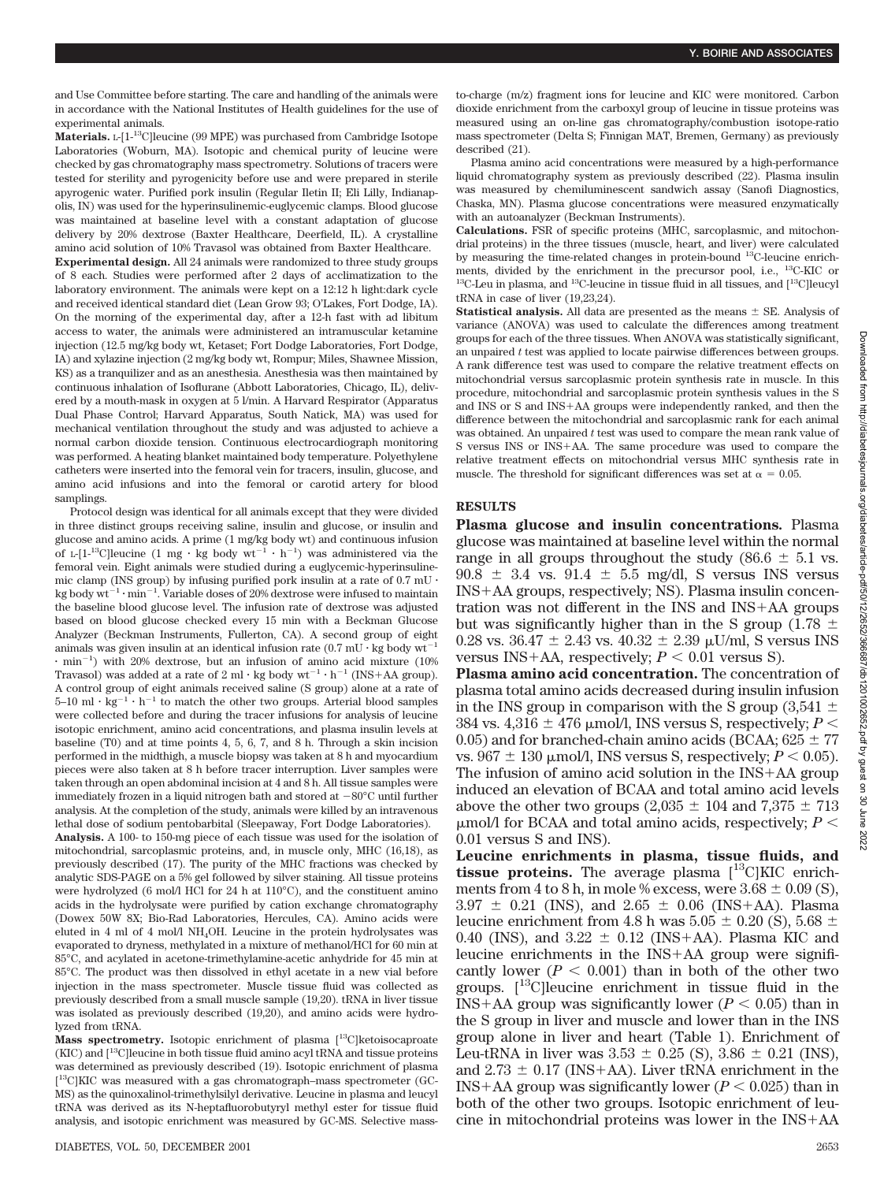and Use Committee before starting. The care and handling of the animals were in accordance with the National Institutes of Health guidelines for the use of experimental animals.

**Materials.** L-[1-$^{13}$C]leucine (99 MPE) was purchased from Cambridge Isotope Laboratories (Woburn, MA). Isotopic and chemical purity of leucine were checked by gas chromatography mass spectrometry. Solutions of tracers were tested for sterility and pyrogenicity before use and were prepared in sterile apyrogenic water. Purified pork insulin (Regular Iletin II; Eli Lilly, Indianapolis, IN) was used for the hyperinsulinemic-euglycemic clamps. Blood glucose was maintained at baseline level with a constant adaptation of glucose delivery by 20% dextrose (Baxter Healthcare, Deerfield, IL). A crystalline amino acid solution of 10% Travasol was obtained from Baxter Healthcare.

**Experimental design.** All 24 animals were randomized to three study groups of 8 each. Studies were performed after 2 days of acclimatization to the laboratory environment. The animals were kept on a 12:12 h light:dark cycle and received identical standard diet (Lean Grow 93; O'Lakes, Fort Dodge, IA). On the morning of the experimental day, after a 12-h fast with ad libitum access to water, the animals were administered an intramuscular ketamine injection (12.5 mg/kg body wt, Ketaset; Fort Dodge Laboratories, Fort Dodge, IA) and xylazine injection (2 mg/kg body wt, Rompur; Miles, Shawnee Mission, KS) as a tranquilizer and as an anesthesia. Anesthesia was then maintained by continuous inhalation of Isoflurane (Abbott Laboratories, Chicago, IL), delivered by a mouth-mask in oxygen at 5 l/min. A Harvard Respirator (Apparatus Dual Phase Control; Harvard Apparatus, South Natick, MA) was used for mechanical ventilation throughout the study and was adjusted to achieve a normal carbon dioxide tension. Continuous electrocardiograph monitoring was performed. A heating blanket maintained body temperature. Polyethylene catheters were inserted into the femoral vein for tracers, insulin, glucose, and amino acid infusions and into the femoral or carotid artery for blood samplings.

Protocol design was identical for all animals except that they were divided in three distinct groups receiving saline, insulin and glucose, or insulin and glucose and amino acids. A prime (1 mg/kg body wt) and continuous infusion of L-[1-$^{13}$C]leucine (1 mg · kg body wt$^{-1}$ · h$^{-1}$) was administered via the femoral vein. Eight animals were studied during a euglycemic-hyperinsulinemic clamp (INS group) by infusing purified pork insulin at a rate of 0.7 mU · kg body wt$^{-1}$ · min$^{-1}$. Variable doses of 20% dextrose were infused to maintain the baseline blood glucose level. The infusion rate of dextrose was adjusted based on blood glucose checked every 15 min with a Beckman Glucose Analyzer (Beckman Instruments, Fullerton, CA). A second group of eight animals was given insulin at an identical infusion rate (0.7 mU · kg body wt$^{-1}$ · min$^{-1}$) with 20% dextrose, but an infusion of amino acid mixture (10% Travasol) was added at a rate of 2 ml · kg body wt$^{-1}$ · h$^{-1}$ (INS+AA group). A control group of eight animals received saline (S group) alone at a rate of 5–10 ml · kg$^{-1}$ · h$^{-1}$ to match the other two groups. Arterial blood samples were collected before and during the tracer infusions for analysis of leucine isotopic enrichment, amino acid concentrations, and plasma insulin levels at baseline (T0) and at time points 4, 5, 6, 7, and 8 h. Through a skin incision performed in the midthigh, a muscle biopsy was taken at 8 h and myocardium pieces were also taken at 8 h before tracer interruption. Liver samples were taken through an open abdominal incision at 4 and 8 h. All tissue samples were immediately frozen in a liquid nitrogen bath and stored at −80°C until further analysis. At the completion of the study, animals were killed by an intravenous lethal dose of sodium pentobarbital (Sleepaway, Fort Dodge Laboratories).

**Analysis.** A 100- to 150-mg piece of each tissue was used for the isolation of mitochondrial, sarcoplasmic proteins, and, in muscle only, MHC (16,18), as previously described (17). The purity of the MHC fractions was checked by analytic SDS-PAGE on a 5% gel followed by silver staining. All tissue proteins were hydrolyzed (6 mol/l HCl for 24 h at 110°C), and the constituent amino acids in the hydrolysate were purified by cation exchange chromatography (Dowex 50W 8X; Bio-Rad Laboratories, Hercules, CA). Amino acids were eluted in 4 ml of 4 mol/l $NH_4OH$. Leucine in the protein hydrolysates was evaporated to dryness, methylated in a mixture of methanol/HCl for 60 min at 85°C, and acylated in acetone-trimethylamine-acetic anhydride for 45 min at 85°C. The product was then dissolved in ethyl acetate in a new vial before injection in the mass spectrometer. Muscle tissue fluid was collected as previously described from a small muscle sample (19,20). tRNA in liver tissue was isolated as previously described (19,20), and amino acids were hydrolyzed from tRNA.

**Mass spectrometry.** Isotopic enrichment of plasma [$^{13}$C]ketoisocaproate (KIC) and [$^{13}$C]leucine in both tissue fluid amino acyl tRNA and tissue proteins was determined as previously described (19). Isotopic enrichment of plasma [$^{13}$C]KIC was measured with a gas chromatograph–mass spectrometer (GC-MS) as the quinoxalinol-trimethylsilyl derivative. Leucine in plasma and leucyl tRNA was derived as its N-heptafluorobutyryl methyl ester for tissue fluid analysis, and isotopic enrichment was measured by GC-MS. Selective mass-to-charge (m/z) fragment ions for leucine and KIC were monitored. Carbon dioxide enrichment from the carboxyl group of leucine in tissue proteins was measured using an on-line gas chromatography/combustion isotope-ratio mass spectrometer (Delta S; Finnigan MAT, Bremen, Germany) as previously described (21).

Plasma amino acid concentrations were measured by a high-performance liquid chromatography system as previously described (22). Plasma insulin was measured by chemiluminescent sandwich assay (Sanofi Diagnostics, Chaska, MN). Plasma glucose concentrations were measured enzymatically with an autoanalyzer (Beckman Instruments).

**Calculations.** FSR of specific proteins (MHC, sarcoplasmic, and mitochondrial proteins) in the three tissues (muscle, heart, and liver) were calculated by measuring the time-related changes in protein-bound $^{13}$C-leucine enrichments, divided by the enrichment in the precursor pool, i.e., $^{13}$C-KIC or $^{13}$C-Leu in plasma, and $^{13}$C-leucine in tissue fluid in all tissues, and [$^{13}$C]leucyl tRNA in case of liver (19,23,24).

**Statistical analysis.** All data are presented as the means ± SE. Analysis of variance (ANOVA) was used to calculate the differences among treatment groups for each of the three tissues. When ANOVA was statistically significant, an unpaired $t$ test was applied to locate pairwise differences between groups. A rank difference test was used to compare the relative treatment effects on mitochondrial versus sarcoplasmic protein synthesis rate in muscle. In this procedure, mitochondrial and sarcoplasmic protein synthesis values in the S and INS or S and INS+AA groups were independently ranked, and then the difference between the mitochondrial and sarcoplasmic rank for each animal was obtained. An unpaired $t$ test was used to compare the mean rank value of S versus INS or INS+AA. The same procedure was used to compare the relative treatment effects on mitochondrial versus MHC synthesis rate in muscle. The threshold for significant differences was set at $\alpha = 0.05$.

## RESULTS

**Plasma glucose and insulin concentrations.** Plasma glucose was maintained at baseline level within the normal range in all groups throughout the study (86.6 ± 5.1 vs. 90.8 ± 3.4 vs. 91.4 ± 5.5 mg/dl, S versus INS versus INS+AA groups, respectively; NS). Plasma insulin concentration was not different in the INS and INS+AA groups but was significantly higher than in the S group (1.78 ± 0.28 vs. 36.47 ± 2.43 vs. 40.32 ± 2.39 μU/ml, S versus INS versus INS+AA, respectively; $P < 0.01$ versus S).

**Plasma amino acid concentration.** The concentration of plasma total amino acids decreased during insulin infusion in the INS group in comparison with the S group (3,541 ± 384 vs. 4,316 ± 476 μmol/l, INS versus S, respectively; $P < 0.05$) and for branched-chain amino acids (BCAA; 625 ± 77 vs. 967 ± 130 μmol/l, INS versus S, respectively; $P < 0.05$). The infusion of amino acid solution in the INS+AA group induced an elevation of BCAA and total amino acid levels above the other two groups (2,035 ± 104 and 7,375 ± 713 μmol/l for BCAA and total amino acids, respectively; $P < 0.01$ versus S and INS).

**Leucine enrichments in plasma, tissue fluids, and tissue proteins.** The average plasma [$^{13}$C]KIC enrichments from 4 to 8 h, in mole % excess, were 3.68 ± 0.09 (S), 3.97 ± 0.21 (INS), and 2.65 ± 0.06 (INS+AA). Plasma leucine enrichment from 4.8 h was 5.05 ± 0.20 (S), 5.68 ± 0.40 (INS), and 3.22 ± 0.12 (INS+AA). Plasma KIC and leucine enrichments in the INS+AA group were significantly lower ($P < 0.001$) than in both of the other two groups. [$^{13}$C]leucine enrichment in tissue fluid in the INS+AA group was significantly lower ($P < 0.05$) than in the S group in liver and muscle and lower than in the INS group alone in liver and heart (Table 1). Enrichment of Leu-tRNA in liver was 3.53 ± 0.25 (S), 3.86 ± 0.21 (INS), and 2.73 ± 0.17 (INS+AA). Liver tRNA enrichment in the INS+AA group was significantly lower ($P < 0.025$) than in both of the other two groups. Isotopic enrichment of leucine in mitochondrial proteins was lower in the INS+AA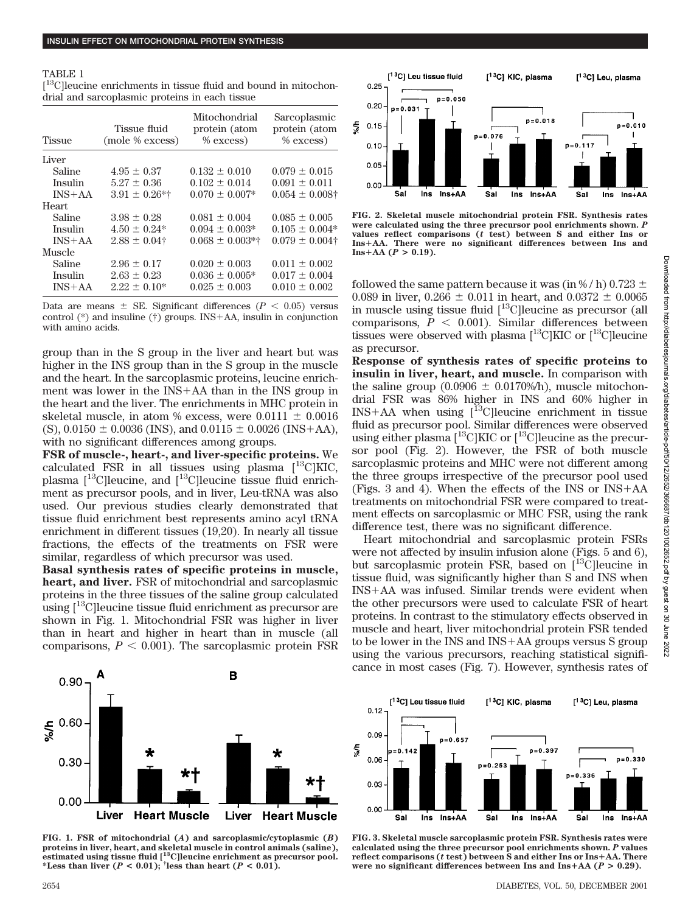TABLE 1

[13C]leucine enrichments in tissue fluid and bound in mitochondrial and sarcoplasmic proteins in each tissue

| Tissue | Tissue fluid (mole % excess) | Mitochondrial protein (atom % excess) | Sarcoplasmic protein (atom % excess) |
|---|---|---|---|
| Liver | | | |
| Saline | 4.95 ± 0.37 | 0.132 ± 0.010 | 0.079 ± 0.015 |
| Insulin | 5.27 ± 0.36 | 0.102 ± 0.014 | 0.091 ± 0.011 |
| INS+AA | 3.91 ± 0.26*† | 0.070 ± 0.007* | 0.054 ± 0.008† |
| Heart | | | |
| Saline | 3.98 ± 0.28 | 0.081 ± 0.004 | 0.085 ± 0.005 |
| Insulin | 4.50 ± 0.24* | 0.094 ± 0.003* | 0.105 ± 0.004* |
| INS+AA | 2.88 ± 0.04† | 0.068 ± 0.003*† | 0.079 ± 0.004† |
| Muscle | | | |
| Saline | 2.96 ± 0.17 | 0.020 ± 0.003 | 0.011 ± 0.002 |
| Insulin | 2.63 ± 0.23 | 0.036 ± 0.005* | 0.017 ± 0.004 |
| INS+AA | 2.22 ± 0.10* | 0.025 ± 0.003 | 0.010 ± 0.002 |

Data are means ± SE. Significant differences ($P < 0.05$) versus control (*) and insuline (†) groups. INS+AA, insulin in conjunction with amino acids.

group than in the S group in the liver and heart but was higher in the INS group than in the S group in the muscle and the heart. In the sarcoplasmic proteins, leucine enrichment was lower in the INS+AA than in the INS group in the heart and the liver. The enrichments in MHC protein in skeletal muscle, in atom % excess, were 0.0111 ± 0.0016 (S), 0.0150 ± 0.0036 (INS), and 0.0115 ± 0.0026 (INS+AA), with no significant differences among groups.

**FSR of muscle-, heart-, and liver-specific proteins.** We calculated FSR in all tissues using plasma [13C]KIC, plasma [13C]leucine, and [13C]leucine tissue fluid enrichment as precursor pools, and in liver, Leu-tRNA was also used. Our previous studies clearly demonstrated that tissue fluid enrichment best represents amino acyl tRNA enrichment in different tissues (19,20). In nearly all tissue fractions, the effects of the treatments on FSR were similar, regardless of which precursor was used.

**Basal synthesis rates of specific proteins in muscle, heart, and liver.** FSR of mitochondrial and sarcoplasmic proteins in the three tissues of the saline group calculated using [13C]leucine tissue fluid enrichment as precursor are shown in Fig. 1. Mitochondrial FSR was higher in liver than in heart and higher in heart than in muscle (all comparisons, $P < 0.001$). The sarcoplasmic protein FSR followed the same pattern because it was (in %/h) 0.723 ± 0.089 in liver, 0.266 ± 0.011 in heart, and 0.0372 ± 0.0065 in muscle using tissue fluid [13C]leucine as precursor (all comparisons, $P < 0.001$). Similar differences between tissues were observed with plasma [13C]KIC or [13C]leucine as precursor.

FIG. 1. FSR of mitochondrial (*A*) and sarcoplasmic/cytoplasmic (*B*) proteins in liver, heart, and skeletal muscle in control animals (saline), estimated using tissue fluid [13C]leucine enrichment as precursor pool. *Less than liver ($P < 0.01$); †less than heart ($P < 0.01$).

**Response of synthesis rates of specific proteins to insulin in liver, heart, and muscle.** In comparison with the saline group (0.0906 ± 0.0170%/h), muscle mitochondrial FSR was 86% higher in INS and 60% higher in INS+AA when using [13C]leucine enrichment in tissue fluid as precursor pool. Similar differences were observed using either plasma [13C]KIC or [13C]leucine as the precursor pool (Fig. 2). However, the FSR of both muscle sarcoplasmic proteins and MHC were not different among the three groups irrespective of the precursor pool used (Figs. 3 and 4). When the effects of the INS or INS+AA treatments on mitochondrial FSR were compared to treatment effects on sarcoplasmic or MHC FSR, using the rank difference test, there was no significant difference.

Heart mitochondrial and sarcoplasmic protein FSRs were not affected by insulin infusion alone (Figs. 5 and 6), but sarcoplasmic protein FSR, based on [13C]leucine in tissue fluid, was significantly higher than S and INS when INS+AA was infused. Similar trends were evident when the other precursors were used to calculate FSR of heart proteins. In contrast to the stimulatory effects observed in muscle and heart, liver mitochondrial protein FSR tended to be lower in the INS and INS+AA groups versus S group using the various precursors, reaching statistical significance in most cases (Fig. 7). However, synthesis rates of

FIG. 2. Skeletal muscle mitochondrial protein FSR. Synthesis rates were calculated using the three precursor pool enrichments shown. *P* values reflect comparisons (*t* test) between S and either Ins or Ins+AA. There were no significant differences between Ins and Ins+AA ($P > 0.19$).

FIG. 3. Skeletal muscle sarcoplasmic protein FSR. Synthesis rates were calculated using the three precursor pool enrichments shown. *P* values reflect comparisons (*t* test) between S and either Ins or Ins+AA. There were no significant differences between Ins and Ins+AA ($P > 0.29$).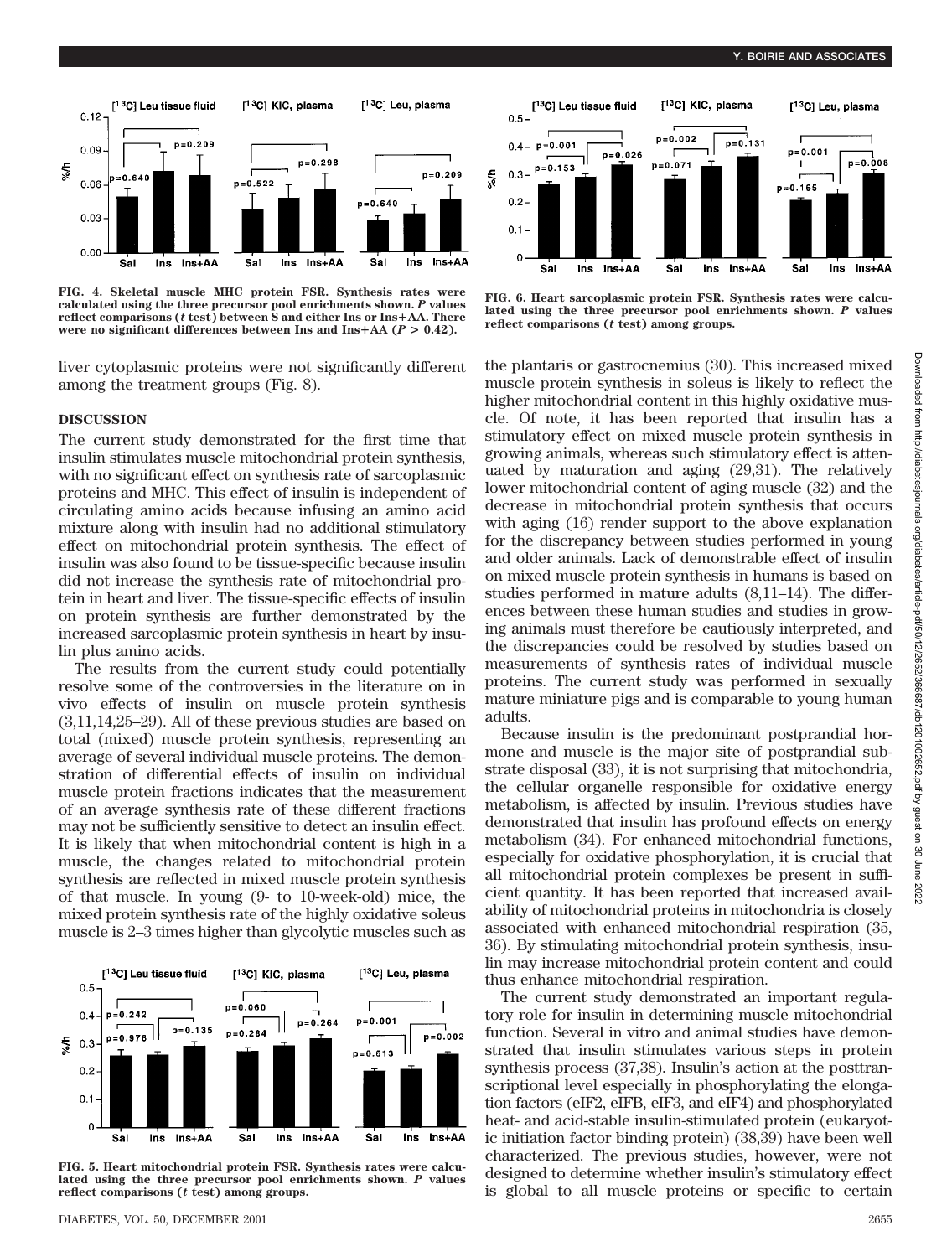FIG. 4. Skeletal muscle MHC protein FSR. Synthesis rates were calculated using the three precursor pool enrichments shown. *P* values reflect comparisons (*t* test) between S and either Ins or Ins+AA. There were no significant differences between Ins and Ins+AA ($P > 0.42$).

FIG. 6. Heart sarcoplasmic protein FSR. Synthesis rates were calculated using the three precursor pool enrichments shown. *P* values reflect comparisons (*t* test) among groups.

liver cytoplasmic proteins were not significantly different among the treatment groups (Fig. 8).

## DISCUSSION

The current study demonstrated for the first time that insulin stimulates muscle mitochondrial protein synthesis, with no significant effect on synthesis rate of sarcoplasmic proteins and MHC. This effect of insulin is independent of circulating amino acids because infusing an amino acid mixture along with insulin had no additional stimulatory effect on mitochondrial protein synthesis. The effect of insulin was also found to be tissue-specific because insulin did not increase the synthesis rate of mitochondrial protein in heart and liver. The tissue-specific effects of insulin on protein synthesis are further demonstrated by the increased sarcoplasmic protein synthesis in heart by insulin plus amino acids.

The results from the current study could potentially resolve some of the controversies in the literature on in vivo effects of insulin on muscle protein synthesis (3,11,14,25–29). All of these previous studies are based on total (mixed) muscle protein synthesis, representing an average of several individual muscle proteins. The demonstration of differential effects of insulin on individual muscle protein fractions indicates that the measurement of an average synthesis rate of these different fractions may not be sufficiently sensitive to detect an insulin effect. It is likely that when mitochondrial content is high in a muscle, the changes related to mitochondrial protein synthesis are reflected in mixed muscle protein synthesis of that muscle. In young (9- to 10-week-old) mice, the mixed protein synthesis rate of the highly oxidative soleus muscle is 2–3 times higher than glycolytic muscles such as the plantaris or gastrocnemius (30). This increased mixed muscle protein synthesis in soleus is likely to reflect the higher mitochondrial content in this highly oxidative muscle. Of note, it has been reported that insulin has a stimulatory effect on mixed muscle protein synthesis in growing animals, whereas such stimulatory effect is attenuated by maturation and aging (29,31). The relatively lower mitochondrial content of aging muscle (32) and the decrease in mitochondrial protein synthesis that occurs with aging (16) render support to the above explanation for the discrepancy between studies performed in young and older animals. Lack of demonstrable effect of insulin on mixed muscle protein synthesis in humans is based on studies performed in mature adults (8,11–14). The differences between these human studies and studies in growing animals must therefore be cautiously interpreted, and the discrepancies could be resolved by studies based on measurements of synthesis rates of individual muscle proteins. The current study was performed in sexually mature miniature pigs and is comparable to young human adults.

Because insulin is the predominant postprandial hormone and muscle is the major site of postprandial substrate disposal (33), it is not surprising that mitochondria, the cellular organelle responsible for oxidative energy metabolism, is affected by insulin. Previous studies have demonstrated that insulin has profound effects on energy metabolism (34). For enhanced mitochondrial functions, especially for oxidative phosphorylation, it is crucial that all mitochondrial protein complexes be present in sufficient quantity. It has been reported that increased availability of mitochondrial proteins in mitochondria is closely associated with enhanced mitochondrial respiration (35, 36). By stimulating mitochondrial protein synthesis, insulin may increase mitochondrial protein content and could thus enhance mitochondrial respiration.

The current study demonstrated an important regulatory role for insulin in determining muscle mitochondrial function. Several in vitro and animal studies have demonstrated that insulin stimulates various steps in protein synthesis process (37,38). Insulin's action at the posttranscriptional level especially in phosphorylating the elongation factors (eIF2, eIFB, eIF3, and eIF4) and phosphorylated heat- and acid-stable insulin-stimulated protein (eukaryotic initiation factor binding protein) (38,39) have been well characterized. The previous studies, however, were not designed to determine whether insulin's stimulatory effect is global to all muscle proteins or specific to certain

FIG. 5. Heart mitochondrial protein FSR. Synthesis rates were calculated using the three precursor pool enrichments shown. *P* values reflect comparisons (*t* test) among groups.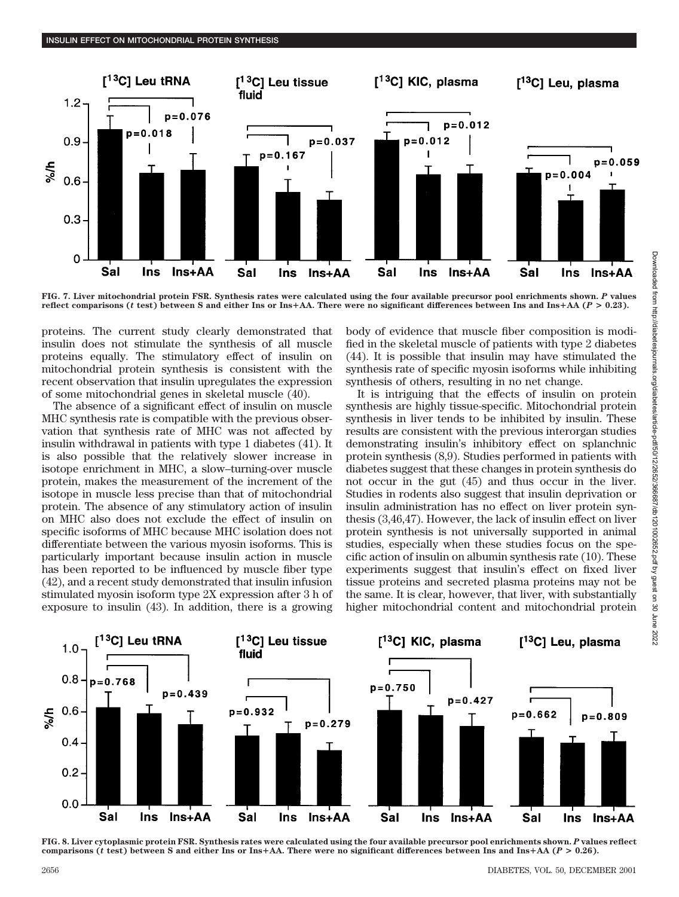FIG. 7. Liver mitochondrial protein FSR. Synthesis rates were calculated using the four available precursor pool enrichments shown. *P* values reflect comparisons (*t* test) between S and either Ins or Ins+AA. There were no significant differences between Ins and Ins+AA ($P > 0.23$).

proteins. The current study clearly demonstrated that insulin does not stimulate the synthesis of all muscle proteins equally. The stimulatory effect of insulin on mitochondrial protein synthesis is consistent with the recent observation that insulin upregulates the expression of some mitochondrial genes in skeletal muscle (40).

The absence of a significant effect of insulin on muscle MHC synthesis rate is compatible with the previous observation that synthesis rate of MHC was not affected by insulin withdrawal in patients with type 1 diabetes (41). It is also possible that the relatively slower increase in isotope enrichment in MHC, a slow–turning-over muscle protein, makes the measurement of the increment of the isotope in muscle less precise than that of mitochondrial protein. The absence of any stimulatory action of insulin on MHC also does not exclude the effect of insulin on specific isoforms of MHC because MHC isolation does not differentiate between the various myosin isoforms. This is particularly important because insulin action in muscle has been reported to be influenced by muscle fiber type (42), and a recent study demonstrated that insulin infusion stimulated myosin isoform type 2X expression after 3 h of exposure to insulin (43). In addition, there is a growing body of evidence that muscle fiber composition is modified in the skeletal muscle of patients with type 2 diabetes (44). It is possible that insulin may have stimulated the synthesis rate of specific myosin isoforms while inhibiting synthesis of others, resulting in no net change.

It is intriguing that the effects of insulin on protein synthesis are highly tissue-specific. Mitochondrial protein synthesis in liver tends to be inhibited by insulin. These results are consistent with the previous interorgan studies demonstrating insulin's inhibitory effect on splanchnic protein synthesis (8,9). Studies performed in patients with diabetes suggest that these changes in protein synthesis do not occur in the gut (45) and thus occur in the liver. Studies in rodents also suggest that insulin deprivation or insulin administration has no effect on liver protein synthesis (3,46,47). However, the lack of insulin effect on liver protein synthesis is not universally supported in animal studies, especially when these studies focus on the specific action of insulin on albumin synthesis rate (10). These experiments suggest that insulin's effect on fixed liver tissue proteins and secreted plasma proteins may not be the same. It is clear, however, that liver, with substantially higher mitochondrial content and mitochondrial protein

FIG. 8. Liver cytoplasmic protein FSR. Synthesis rates were calculated using the four available precursor pool enrichments shown. *P* values reflect comparisons (*t* test) between S and either Ins or Ins+AA. There were no significant differences between Ins and Ins+AA ($P > 0.26$).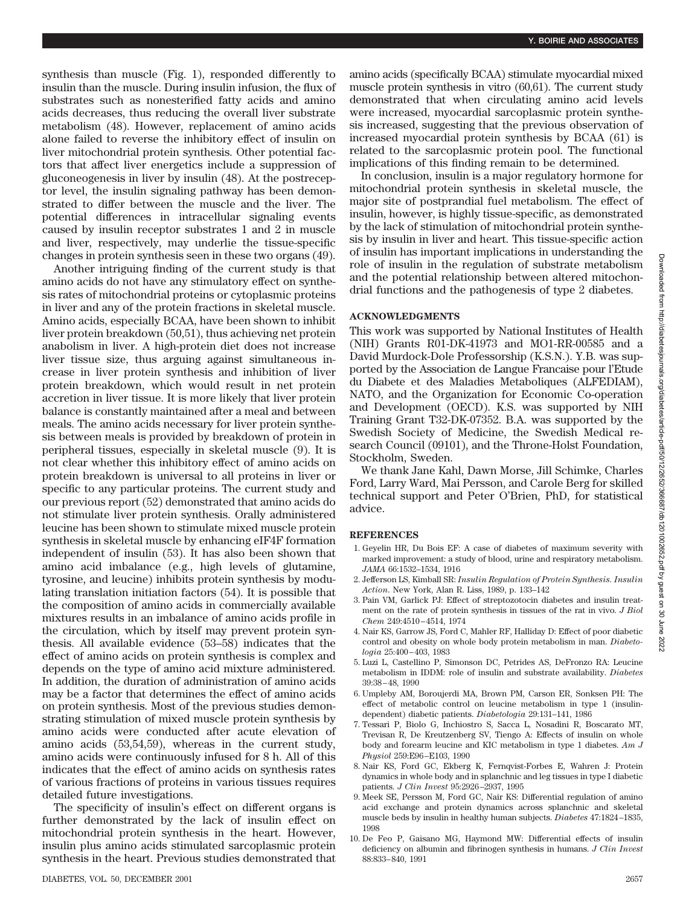synthesis than muscle (Fig. 1), responded differently to insulin than the muscle. During insulin infusion, the flux of substrates such as nonesterified fatty acids and amino acids decreases, thus reducing the overall liver substrate metabolism (48). However, replacement of amino acids alone failed to reverse the inhibitory effect of insulin on liver mitochondrial protein synthesis. Other potential factors that affect liver energetics include a suppression of gluconeogenesis in liver by insulin (48). At the postreceptor level, the insulin signaling pathway has been demonstrated to differ between the muscle and the liver. The potential differences in intracellular signaling events caused by insulin receptor substrates 1 and 2 in muscle and liver, respectively, may underlie the tissue-specific changes in protein synthesis seen in these two organs (49).

Another intriguing finding of the current study is that amino acids do not have any stimulatory effect on synthesis rates of mitochondrial proteins or cytoplasmic proteins in liver and any of the protein fractions in skeletal muscle. Amino acids, especially BCAA, have been shown to inhibit liver protein breakdown (50,51), thus achieving net protein anabolism in liver. A high-protein diet does not increase liver tissue size, thus arguing against simultaneous increase in liver protein synthesis and inhibition of liver protein breakdown, which would result in net protein accretion in liver tissue. It is more likely that liver protein balance is constantly maintained after a meal and between meals. The amino acids necessary for liver protein synthesis between meals is provided by breakdown of protein in peripheral tissues, especially in skeletal muscle (9). It is not clear whether this inhibitory effect of amino acids on protein breakdown is universal to all proteins in liver or specific to any particular proteins. The current study and our previous report (52) demonstrated that amino acids do not stimulate liver protein synthesis. Orally administered leucine has been shown to stimulate mixed muscle protein synthesis in skeletal muscle by enhancing eIF4F formation independent of insulin (53). It has also been shown that amino acid imbalance (e.g., high levels of glutamine, tyrosine, and leucine) inhibits protein synthesis by modulating translation initiation factors (54). It is possible that the composition of amino acids in commercially available mixtures results in an imbalance of amino acids profile in the circulation, which by itself may prevent protein synthesis. All available evidence (53–58) indicates that the effect of amino acids on protein synthesis is complex and depends on the type of amino acid mixture administered. In addition, the duration of administration of amino acids may be a factor that determines the effect of amino acids on protein synthesis. Most of the previous studies demonstrating stimulation of mixed muscle protein synthesis by amino acids were conducted after acute elevation of amino acids (53,54,59), whereas in the current study, amino acids were continuously infused for 8 h. All of this indicates that the effect of amino acids on synthesis rates of various fractions of proteins in various tissues requires detailed future investigations.

The specificity of insulin's effect on different organs is further demonstrated by the lack of insulin effect on mitochondrial protein synthesis in the heart. However, insulin plus amino acids stimulated sarcoplasmic protein synthesis in the heart. Previous studies demonstrated that amino acids (specifically BCAA) stimulate myocardial mixed muscle protein synthesis in vitro (60,61). The current study demonstrated that when circulating amino acid levels were increased, myocardial sarcoplasmic protein synthesis increased, suggesting that the previous observation of increased myocardial protein synthesis by BCAA (61) is related to the sarcoplasmic protein pool. The functional implications of this finding remain to be determined.

In conclusion, insulin is a major regulatory hormone for mitochondrial protein synthesis in skeletal muscle, the major site of postprandial fuel metabolism. The effect of insulin, however, is highly tissue-specific, as demonstrated by the lack of stimulation of mitochondrial protein synthesis by insulin in liver and heart. This tissue-specific action of insulin has important implications in understanding the role of insulin in the regulation of substrate metabolism and the potential relationship between altered mitochondrial functions and the pathogenesis of type 2 diabetes.

## ACKNOWLEDGMENTS

This work was supported by National Institutes of Health (NIH) Grants R01-DK-41973 and MO1-RR-00585 and a David Murdock-Dole Professorship (K.S.N.). Y.B. was supported by the Association de Langue Francaise pour l'Etude du Diabete et des Maladies Metaboliques (ALFEDIAM), NATO, and the Organization for Economic Co-operation and Development (OECD). K.S. was supported by NIH Training Grant T32-DK-07352. B.A. was supported by the Swedish Society of Medicine, the Swedish Medical research Council (09101), and the Throne-Holst Foundation, Stockholm, Sweden.

We thank Jane Kahl, Dawn Morse, Jill Schimke, Charles Ford, Larry Ward, Mai Persson, and Carole Berg for skilled technical support and Peter O'Brien, PhD, for statistical advice.

## REFERENCES

1. Geyelin HR, Du Bois EF: A case of diabetes of maximum severity with marked improvement: a study of blood, urine and respiratory metabolism. *JAMA* 66:1532–1534, 1916
2. Jefferson LS, Kimball SR: *Insulin Regulation of Protein Synthesis. Insulin Action.* New York, Alan R. Liss, 1989, p. 133–142
3. Pain VM, Garlick PJ: Effect of streptozotocin diabetes and insulin treatment on the rate of protein synthesis in tissues of the rat in vivo. *J Biol Chem* 249:4510–4514, 1974
4. Nair KS, Garrow JS, Ford C, Mahler RF, Halliday D: Effect of poor diabetic control and obesity on whole body protein metabolism in man. *Diabetologia* 25:400–403, 1983
5. Luzi L, Castellino P, Simonson DC, Petrides AS, DeFronzo RA: Leucine metabolism in IDDM: role of insulin and substrate availability. *Diabetes* 39:38–48, 1990
6. Umpleby AM, Boroujerdi MA, Brown PM, Carson ER, Sonksen PH: The effect of metabolic control on leucine metabolism in type 1 (insulin-dependent) diabetic patients. *Diabetologia* 29:131–141, 1986
7. Tessari P, Biolo G, Inchiostro S, Sacca L, Nosadini R, Boscarato MT, Trevisan R, De Kreutzenberg SV, Tiengo A: Effects of insulin on whole body and forearm leucine and KIC metabolism in type 1 diabetes. *Am J Physiol* 259:E96–E103, 1990
8. Nair KS, Ford GC, Ekberg K, Fernqvist-Forbes E, Wahren J: Protein dynamics in whole body and in splanchnic and leg tissues in type I diabetic patients. *J Clin Invest* 95:2926–2937, 1995
9. Meek SE, Persson M, Ford GC, Nair KS: Differential regulation of amino acid exchange and protein dynamics across splanchnic and skeletal muscle beds by insulin in healthy human subjects. *Diabetes* 47:1824–1835, 1998
10. De Feo P, Gaisano MG, Haymond MW: Differential effects of insulin deficiency on albumin and fibrinogen synthesis in humans. *J Clin Invest* 88:833–840, 1991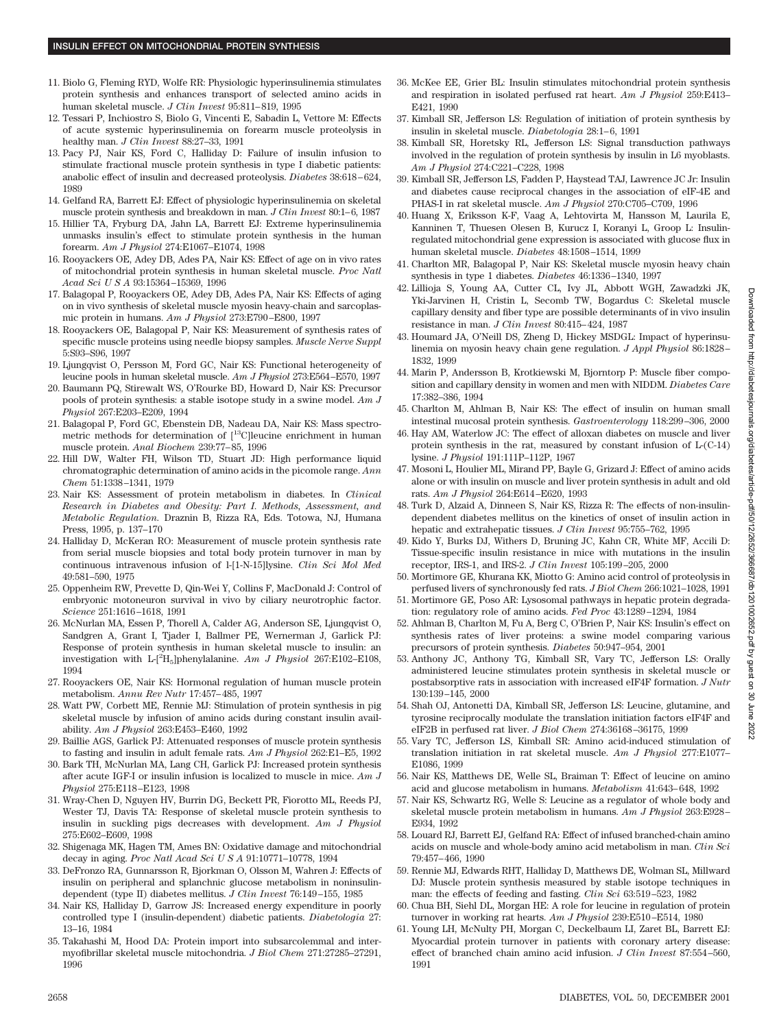11. Biolo G, Fleming RYD, Wolfe RR: Physiologic hyperinsulinemia stimulates protein synthesis and enhances transport of selected amino acids in human skeletal muscle. *J Clin Invest* 95:811–819, 1995
12. Tessari P, Inchiostro S, Biolo G, Vincenti E, Sabadin L, Vettore M: Effects of acute systemic hyperinsulinemia on forearm muscle proteolysis in healthy man. *J Clin Invest* 88:27–33, 1991
13. Pacy PJ, Nair KS, Ford C, Halliday D: Failure of insulin infusion to stimulate fractional muscle protein synthesis in type I diabetic patients: anabolic effect of insulin and decreased proteolysis. *Diabetes* 38:618–624, 1989
14. Gelfand RA, Barrett EJ: Effect of physiologic hyperinsulinemia on skeletal muscle protein synthesis and breakdown in man. *J Clin Invest* 80:1–6, 1987
15. Hillier TA, Fryburg DA, Jahn LA, Barrett EJ: Extreme hyperinsulinemia unmasks insulin's effect to stimulate protein synthesis in the human forearm. *Am J Physiol* 274:E1067–E1074, 1998
16. Rooyackers OE, Adey DB, Ades PA, Nair KS: Effect of age on in vivo rates of mitochondrial protein synthesis in human skeletal muscle. *Proc Natl Acad Sci U S A* 93:15364–15369, 1996
17. Balagopal P, Rooyackers OE, Adey DB, Ades PA, Nair KS: Effects of aging on in vivo synthesis of skeletal muscle myosin heavy-chain and sarcoplasmic protein in humans. *Am J Physiol* 273:E790–E800, 1997
18. Rooyackers OE, Balagopal P, Nair KS: Measurement of synthesis rates of specific muscle proteins using needle biopsy samples. *Muscle Nerve Suppl* 5:S93–S96, 1997
19. Ljungqvist O, Persson M, Ford GC, Nair KS: Functional heterogeneity of leucine pools in human skeletal muscle. *Am J Physiol* 273:E564–E570, 1997
20. Baumann PQ, Stirewalt WS, O'Rourke BD, Howard D, Nair KS: Precursor pools of protein synthesis: a stable isotope study in a swine model. *Am J Physiol* 267:E203–E209, 1994
21. Balagopal P, Ford GC, Ebenstein DB, Nadeau DA, Nair KS: Mass spectrometric methods for determination of [$^{13}$C]leucine enrichment in human muscle protein. *Anal Biochem* 239:77–85, 1996
22. Hill DW, Walter FH, Wilson TD, Stuart JD: High performance liquid chromatographic determination of amino acids in the picomole range. *Ann Chem* 51:1338–1341, 1979
23. Nair KS: Assessment of protein metabolism in diabetes. In *Clinical Research in Diabetes and Obesity: Part I. Methods, Assessment, and Metabolic Regulation.* Draznin B, Rizza RA, Eds. Totowa, NJ, Humana Press, 1995, p. 137–170
24. Halliday D, McKeran RO: Measurement of muscle protein synthesis rate from serial muscle biopsies and total body protein turnover in man by continuous intravenous infusion of l-[1-N-15]lysine. *Clin Sci Mol Med* 49:581–590, 1975
25. Oppenheim RW, Prevette D, Qin-Wei Y, Collins F, MacDonald J: Control of embryonic motoneuron survival in vivo by ciliary neurotrophic factor. *Science* 251:1616–1618, 1991
26. McNurlan MA, Essen P, Thorell A, Calder AG, Anderson SE, Ljungqvist O, Sandgren A, Grant I, Tjader I, Ballmer PE, Wernerman J, Garlick PJ: Response of protein synthesis in human skeletal muscle to insulin: an investigation with L-[$^{2}$H$_5$]phenylalanine. *Am J Physiol* 267:E102–E108, 1994
27. Rooyackers OE, Nair KS: Hormonal regulation of human muscle protein metabolism. *Annu Rev Nutr* 17:457–485, 1997
28. Watt PW, Corbett ME, Rennie MJ: Stimulation of protein synthesis in pig skeletal muscle by infusion of amino acids during constant insulin availability. *Am J Physiol* 263:E453–E460, 1992
29. Baillie AGS, Garlick PJ: Attenuated responses of muscle protein synthesis to fasting and insulin in adult female rats. *Am J Physiol* 262:E1–E5, 1992
30. Bark TH, McNurlan MA, Lang CH, Garlick PJ: Increased protein synthesis after acute IGF-I or insulin infusion is localized to muscle in mice. *Am J Physiol* 275:E118–E123, 1998
31. Wray-Chen D, Nguyen HV, Burrin DG, Beckett PR, Fiorotto ML, Reeds PJ, Wester TJ, Davis TA: Response of skeletal muscle protein synthesis to insulin in suckling pigs decreases with development. *Am J Physiol* 275:E602–E609, 1998
32. Shigenaga MK, Hagen TM, Ames BN: Oxidative damage and mitochondrial decay in aging. *Proc Natl Acad Sci U S A* 91:10771–10778, 1994
33. DeFronzo RA, Gunnarsson R, Bjorkman O, Olsson M, Wahren J: Effects of insulin on peripheral and splanchnic glucose metabolism in noninsulin-dependent (type II) diabetes mellitus. *J Clin Invest* 76:149–155, 1985
34. Nair KS, Halliday D, Garrow JS: Increased energy expenditure in poorly controlled type I (insulin-dependent) diabetic patients. *Diabetologia* 27:13–16, 1984
35. Takahashi M, Hood DA: Protein import into subsarcolemmal and intermyofibrillar skeletal muscle mitochondria. *J Biol Chem* 271:27285–27291, 1996
36. McKee EE, Grier BL: Insulin stimulates mitochondrial protein synthesis and respiration in isolated perfused rat heart. *Am J Physiol* 259:E413–E421, 1990
37. Kimball SR, Jefferson LS: Regulation of initiation of protein synthesis by insulin in skeletal muscle. *Diabetologia* 28:1–6, 1991
38. Kimball SR, Horetsky RL, Jefferson LS: Signal transduction pathways involved in the regulation of protein synthesis by insulin in L6 myoblasts. *Am J Physiol* 274:C221–C228, 1998
39. Kimball SR, Jefferson LS, Fadden P, Haystead TAJ, Lawrence JC Jr: Insulin and diabetes cause reciprocal changes in the association of eIF-4E and PHAS-I in rat skeletal muscle. *Am J Physiol* 270:C705–C709, 1996
40. Huang X, Eriksson K-F, Vaag A, Lehtovirta M, Hansson M, Laurila E, Kanninen T, Thuesen Olesen B, Kurucz I, Koranyi L, Groop L: Insulin-regulated mitochondrial gene expression is associated with glucose flux in human skeletal muscle. *Diabetes* 48:1508–1514, 1999
41. Charlton MR, Balagopal P, Nair KS: Skeletal muscle myosin heavy chain synthesis in type 1 diabetes. *Diabetes* 46:1336–1340, 1997
42. Lillioja S, Young AA, Cutter CL, Ivy JL, Abbott WGH, Zawadzki JK, Yki-Jarvinen H, Cristin L, Secomb TW, Bogardus C: Skeletal muscle capillary density and fiber type are possible determinants of in vivo insulin resistance in man. *J Clin Invest* 80:415–424, 1987
43. Houmard JA, O'Neill DS, Zheng D, Hickey MSDGL: Impact of hyperinsulinemia on myosin heavy chain gene regulation. *J Appl Physiol* 86:1828–1832, 1999
44. Marin P, Andersson B, Krotkiewski M, Bjorntorp P: Muscle fiber composition and capillary density in women and men with NIDDM. *Diabetes Care* 17:382–386, 1994
45. Charlton M, Ahlman B, Nair KS: The effect of insulin on human small intestinal mucosal protein synthesis. *Gastroenterology* 118:299–306, 2000
46. Hay AM, Waterlow JC: The effect of alloxan diabetes on muscle and liver protein synthesis in the rat, measured by constant infusion of L-(C-14) lysine. *J Physiol* 191:111P–112P, 1967
47. Mosoni L, Houlier ML, Mirand PP, Bayle G, Grizard J: Effect of amino acids alone or with insulin on muscle and liver protein synthesis in adult and old rats. *Am J Physiol* 264:E614–E620, 1993
48. Turk D, Alzaid A, Dinneen S, Nair KS, Rizza R: The effects of non-insulin-dependent diabetes mellitus on the kinetics of onset of insulin action in hepatic and extrahepatic tissues. *J Clin Invest* 95:755–762, 1995
49. Kido Y, Burks DJ, Withers D, Bruning JC, Kahn CR, White MF, Accili D: Tissue-specific insulin resistance in mice with mutations in the insulin receptor, IRS-1, and IRS-2. *J Clin Invest* 105:199–205, 2000
50. Mortimore GE, Khurana KK, Miotto G: Amino acid control of proteolysis in perfused livers of synchronously fed rats. *J Biol Chem* 266:1021–1028, 1991
51. Mortimore GE, Poso AR: Lysosomal pathways in hepatic protein degradation: regulatory role of amino acids. *Fed Proc* 43:1289–1294, 1984
52. Ahlman B, Charlton M, Fu A, Berg C, O'Brien P, Nair KS: Insulin's effect on synthesis rates of liver proteins: a swine model comparing various precursors of protein synthesis. *Diabetes* 50:947–954, 2001
53. Anthony JC, Anthony TG, Kimball SR, Vary TC, Jefferson LS: Orally administered leucine stimulates protein synthesis in skeletal muscle or postabsorptive rats in association with increased eIF4F formation. *J Nutr* 130:139–145, 2000
54. Shah OJ, Antonetti DA, Kimball SR, Jefferson LS: Leucine, glutamine, and tyrosine reciprocally modulate the translation initiation factors eIF4F and eIF2B in perfused rat liver. *J Biol Chem* 274:36168–36175, 1999
55. Vary TC, Jefferson LS, Kimball SR: Amino acid-induced stimulation of translation initiation in rat skeletal muscle. *Am J Physiol* 277:E1077–E1086, 1999
56. Nair KS, Matthews DE, Welle SL, Braiman T: Effect of leucine on amino acid and glucose metabolism in humans. *Metabolism* 41:643–648, 1992
57. Nair KS, Schwartz RG, Welle S: Leucine as a regulator of whole body and skeletal muscle protein metabolism in humans. *Am J Physiol* 263:E928–E934, 1992
58. Louard RJ, Barrett EJ, Gelfand RA: Effect of infused branched-chain amino acids on muscle and whole-body amino acid metabolism in man. *Clin Sci* 79:457–466, 1990
59. Rennie MJ, Edwards RHT, Halliday D, Matthews DE, Wolman SL, Millward DJ: Muscle protein synthesis measured by stable isotope techniques in man: the effects of feeding and fasting. *Clin Sci* 63:519–523, 1982
60. Chua BH, Siehl DL, Morgan HE: A role for leucine in regulation of protein turnover in working rat hearts. *Am J Physiol* 239:E510–E514, 1980
61. Young LH, McNulty PH, Morgan C, Deckelbaum LI, Zaret BL, Barrett EJ: Myocardial protein turnover in patients with coronary artery disease: effect of branched chain amino acid infusion. *J Clin Invest* 87:554–560, 1991